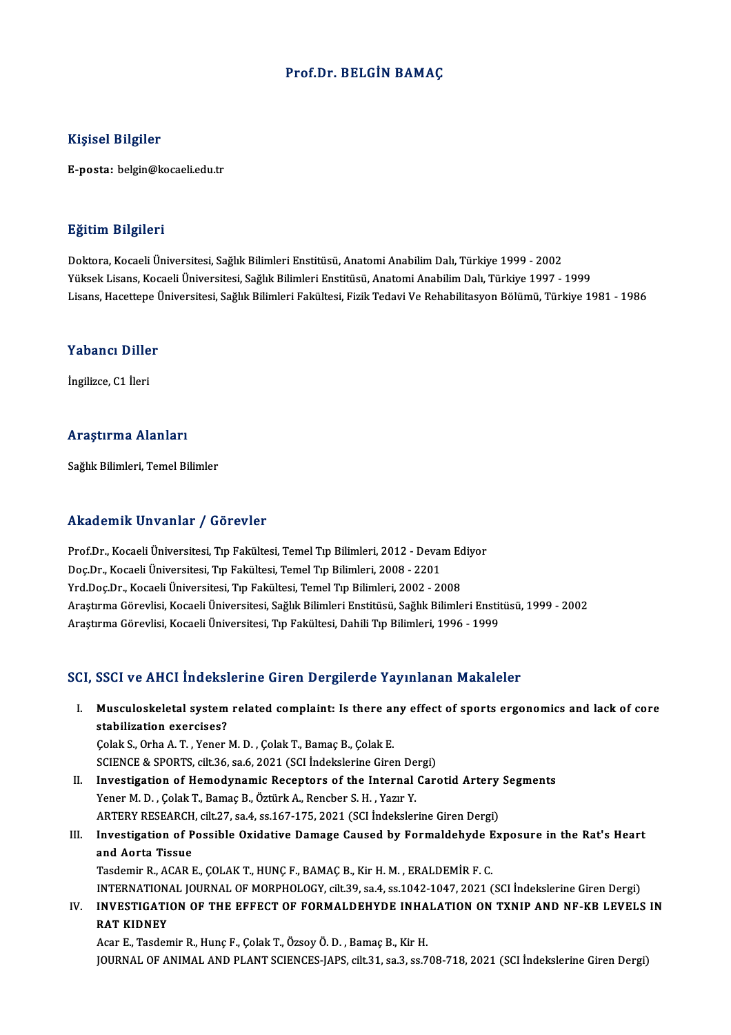# Prof.Dr. BELGİN BAMAÇ

## Kişisel Bilgiler

**E-posta:** belgin@kocaeli.edu.tr

## Eğitim Bilgileri

Doktora, Kocaeli Üniversitesi, Sağlık Bilimleri Enstitüsü, Anatomi Anabilim Dalı, Türkiye 1999 - 2002
Yüksek Lisans, Kocaeli Üniversitesi, Sağlık Bilimleri Enstitüsü, Anatomi Anabilim Dalı, Türkiye 1997 - 1999
Lisans, Hacettepe Üniversitesi, Sağlık Bilimleri Fakültesi, Fizik Tedavi Ve Rehabilitasyon Bölümü, Türkiye 1981 - 1986

## Yabancı Diller

İngilizce, C1 İleri

## Araştırma Alanları

Sağlık Bilimleri, Temel Bilimler

## Akademik Unvanlar / Görevler

Prof.Dr., Kocaeli Üniversitesi, Tıp Fakültesi, Temel Tıp Bilimleri, 2012 - Devam Ediyor
Doç.Dr., Kocaeli Üniversitesi, Tıp Fakültesi, Temel Tıp Bilimleri, 2008 - 2201
Yrd.Doç.Dr., Kocaeli Üniversitesi, Tıp Fakültesi, Temel Tıp Bilimleri, 2002 - 2008
Araştırma Görevlisi, Kocaeli Üniversitesi, Sağlık Bilimleri Enstitüsü, Sağlık Bilimleri Enstitüsü, 1999 - 2002
Araştırma Görevlisi, Kocaeli Üniversitesi, Tıp Fakültesi, Dahili Tıp Bilimleri, 1996 - 1999

## SCI, SSCI ve AHCI İndekslerine Giren Dergilerde Yayınlanan Makaleler

I. **Musculoskeletal system related complaint: Is there any effect of sports ergonomics and lack of core stabilization exercises?**
Çolak S., Orha A. T. , Yener M. D. , Çolak T., Bamaç B., Çolak E.
SCIENCE & SPORTS, cilt.36, sa.6, 2021 (SCI İndekslerine Giren Dergi)

II. **Investigation of Hemodynamic Receptors of the Internal Carotid Artery Segments**
Yener M. D. , Çolak T., Bamaç B., Öztürk A., Rencber S. H. , Yazır Y.
ARTERY RESEARCH, cilt.27, sa.4, ss.167-175, 2021 (SCI İndekslerine Giren Dergi)

III. **Investigation of Possible Oxidative Damage Caused by Formaldehyde Exposure in the Rat's Heart and Aorta Tissue**
Tasdemir R., ACAR E., ÇOLAK T., HUNÇ F., BAMAÇ B., Kir H. M. , ERALDEMİR F. C.
INTERNATIONAL JOURNAL OF MORPHOLOGY, cilt.39, sa.4, ss.1042-1047, 2021 (SCI İndekslerine Giren Dergi)

IV. **INVESTIGATION OF THE EFFECT OF FORMALDEHYDE INHALATION ON TXNIP AND NF-KB LEVELS IN RAT KIDNEY**
Acar E., Tasdemir R., Hunç F., Çolak T., Özsoy Ö. D. , Bamaç B., Kir H.
JOURNAL OF ANIMAL AND PLANT SCIENCES-JAPS, cilt.31, sa.3, ss.708-718, 2021 (SCI İndekslerine Giren Dergi)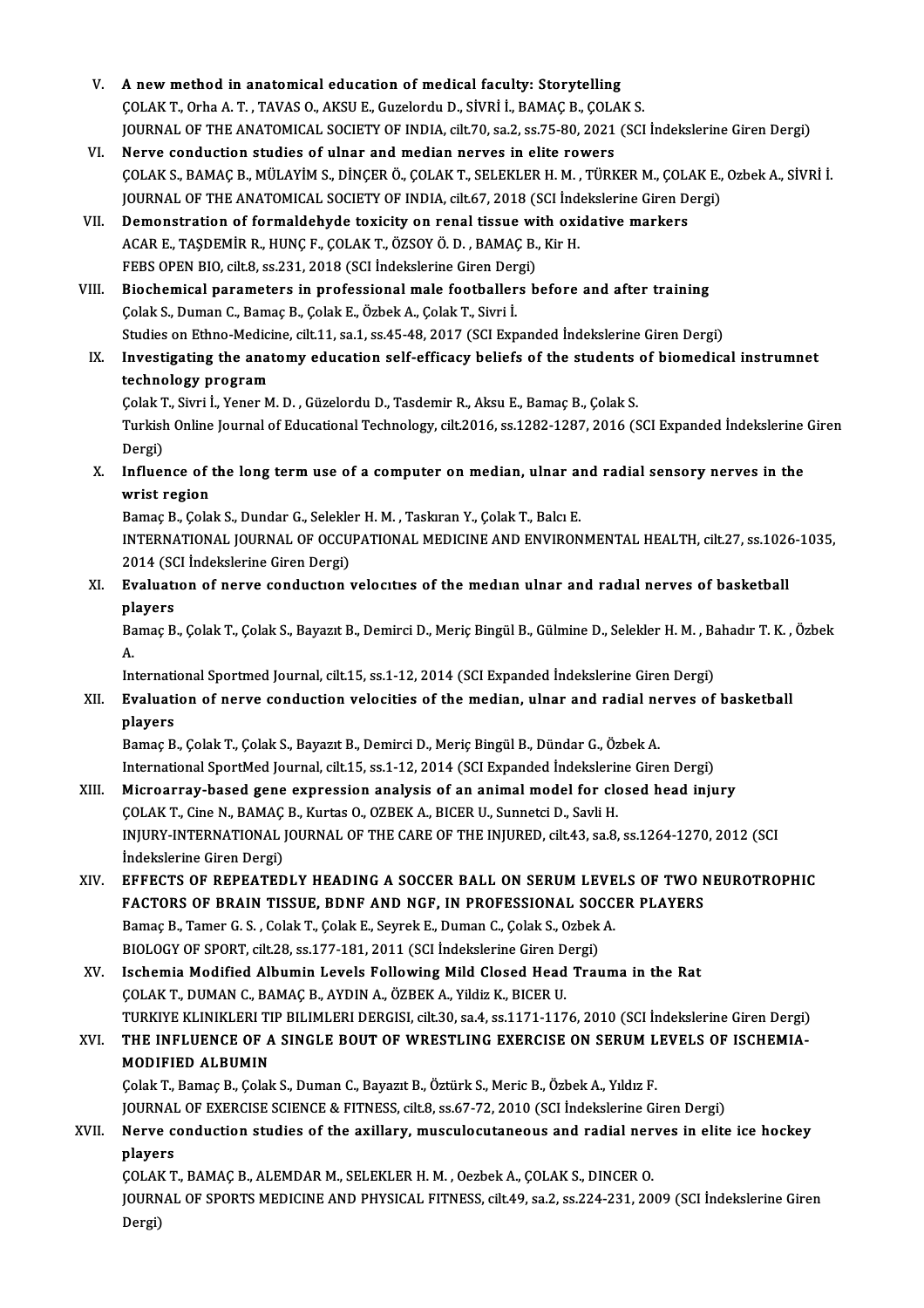V. **A new method in anatomical education of medical faculty: Storytelling**
ÇOLAK T., Orha A. T. , TAVAS O., AKSU E., Guzelordu D., SİVRİ İ., BAMAÇ B., ÇOLAK S.
JOURNAL OF THE ANATOMICAL SOCIETY OF INDIA, cilt.70, sa.2, ss.75-80, 2021 (SCI İndekslerine Giren Dergi)

VI. **Nerve conduction studies of ulnar and median nerves in elite rowers**
ÇOLAK S., BAMAÇ B., MÜLAYİM S., DİNÇER Ö., ÇOLAK T., SELEKLER H. M. , TÜRKER M., ÇOLAK E., Ozbek A., SİVRİ İ.
JOURNAL OF THE ANATOMICAL SOCIETY OF INDIA, cilt.67, 2018 (SCI İndekslerine Giren Dergi)

VII. **Demonstration of formaldehyde toxicity on renal tissue with oxidative markers**
ACAR E., TAŞDEMİR R., HUNÇ F., ÇOLAK T., ÖZSOY Ö. D. , BAMAÇ B., Kir H.
FEBS OPEN BIO, cilt.8, ss.231, 2018 (SCI İndekslerine Giren Dergi)

VIII. **Biochemical parameters in professional male footballers before and after training**
Çolak S., Duman C., Bamaç B., Çolak E., Özbek A., Çolak T., Sivri İ.
Studies on Ethno-Medicine, cilt.11, sa.1, ss.45-48, 2017 (SCI Expanded İndekslerine Giren Dergi)

IX. **Investigating the anatomy education self-efficacy beliefs of the students of biomedical instrumnet technology program**
Çolak T., Sivri İ., Yener M. D. , Güzelordu D., Tasdemir R., Aksu E., Bamaç B., Çolak S.
Turkish Online Journal of Educational Technology, cilt.2016, ss.1282-1287, 2016 (SCI Expanded İndekslerine Giren Dergi)

X. **Influence of the long term use of a computer on median, ulnar and radial sensory nerves in the wrist region**
Bamaç B., Çolak S., Dundar G., Selekler H. M. , Taskıran Y., Çolak T., Balcı E.
INTERNATIONAL JOURNAL OF OCCUPATIONAL MEDICINE AND ENVIRONMENTAL HEALTH, cilt.27, ss.1026-1035, 2014 (SCI İndekslerine Giren Dergi)

XI. **Evaluatıon of nerve conductıon velocıtıes of the medıan ulnar and radıal nerves of basketball players**
Bamaç B., Çolak T., Çolak S., Bayazıt B., Demirci D., Meriç Bingül B., Gülmine D., Selekler H. M. , Bahadır T. K. , Özbek A.
International Sportmed Journal, cilt.15, ss.1-12, 2014 (SCI Expanded İndekslerine Giren Dergi)

XII. **Evaluation of nerve conduction velocities of the median, ulnar and radial nerves of basketball players**
Bamaç B., Çolak T., Çolak S., Bayazıt B., Demirci D., Meriç Bingül B., Dündar G., Özbek A.
International SportMed Journal, cilt.15, ss.1-12, 2014 (SCI Expanded İndekslerine Giren Dergi)

XIII. **Microarray-based gene expression analysis of an animal model for closed head injury**
ÇOLAK T., Cine N., BAMAÇ B., Kurtas O., OZBEK A., BICER U., Sunnetci D., Savli H.
INJURY-INTERNATIONAL JOURNAL OF THE CARE OF THE INJURED, cilt.43, sa.8, ss.1264-1270, 2012 (SCI İndekslerine Giren Dergi)

XIV. **EFFECTS OF REPEATEDLY HEADING A SOCCER BALL ON SERUM LEVELS OF TWO NEUROTROPHIC FACTORS OF BRAIN TISSUE, BDNF AND NGF, IN PROFESSIONAL SOCCER PLAYERS**
Bamaç B., Tamer G. S. , Colak T., Çolak E., Seyrek E., Duman C., Çolak S., Ozbek A.
BIOLOGY OF SPORT, cilt.28, ss.177-181, 2011 (SCI İndekslerine Giren Dergi)

XV. **Ischemia Modified Albumin Levels Following Mild Closed Head Trauma in the Rat**
ÇOLAK T., DUMAN C., BAMAÇ B., AYDIN A., ÖZBEK A., Yildiz K., BICER U.
TURKIYE KLINIKLERI TIP BILIMLERI DERGISI, cilt.30, sa.4, ss.1171-1176, 2010 (SCI İndekslerine Giren Dergi)

XVI. **THE INFLUENCE OF A SINGLE BOUT OF WRESTLING EXERCISE ON SERUM LEVELS OF ISCHEMIA-MODIFIED ALBUMIN**
Çolak T., Bamaç B., Çolak S., Duman C., Bayazıt B., Öztürk S., Meric B., Özbek A., Yıldız F.
JOURNAL OF EXERCISE SCIENCE & FITNESS, cilt.8, ss.67-72, 2010 (SCI İndekslerine Giren Dergi)

XVII. **Nerve conduction studies of the axillary, musculocutaneous and radial nerves in elite ice hockey players**
ÇOLAK T., BAMAÇ B., ALEMDAR M., SELEKLER H. M. , Oezbek A., ÇOLAK S., DINCER O.
JOURNAL OF SPORTS MEDICINE AND PHYSICAL FITNESS, cilt.49, sa.2, ss.224-231, 2009 (SCI İndekslerine Giren Dergi)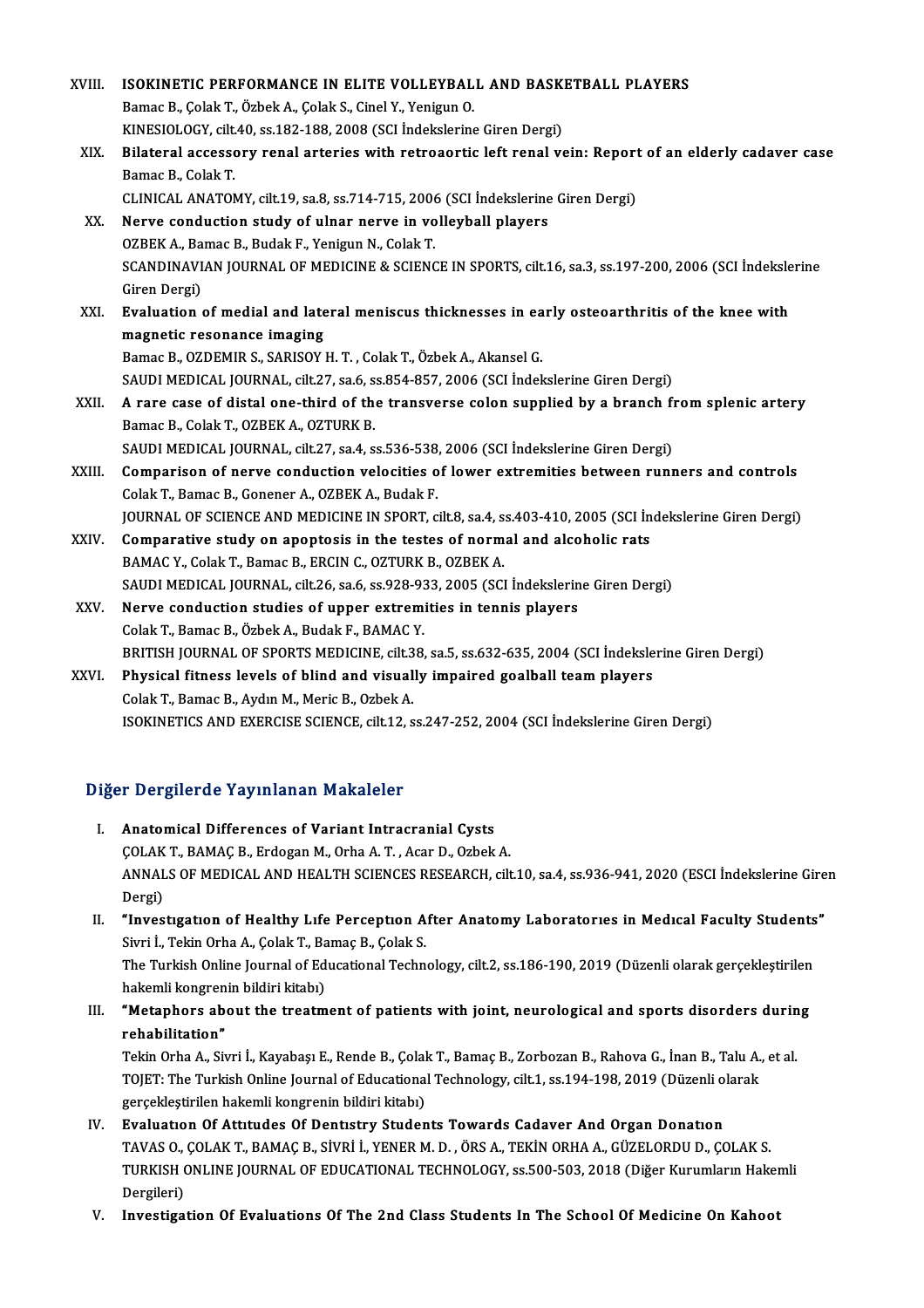XVIII. **ISOKINETIC PERFORMANCE IN ELITE VOLLEYBALL AND BASKETBALL PLAYERS**
Bamac B., Çolak T., Özbek A., Çolak S., Cinel Y., Yenigun O.
KINESIOLOGY, cilt.40, ss.182-188, 2008 (SCI İndekslerine Giren Dergi)

XIX. **Bilateral accessory renal arteries with retroaortic left renal vein: Report of an elderly cadaver case**
Bamac B., Colak T.
CLINICAL ANATOMY, cilt.19, sa.8, ss.714-715, 2006 (SCI İndekslerine Giren Dergi)

XX. **Nerve conduction study of ulnar nerve in volleyball players**
OZBEK A., Bamac B., Budak F., Yenigun N., Colak T.
SCANDINAVIAN JOURNAL OF MEDICINE & SCIENCE IN SPORTS, cilt.16, sa.3, ss.197-200, 2006 (SCI İndekslerine Giren Dergi)

XXI. **Evaluation of medial and lateral meniscus thicknesses in early osteoarthritis of the knee with magnetic resonance imaging**
Bamac B., OZDEMIR S., SARISOY H. T. , Colak T., Özbek A., Akansel G.
SAUDI MEDICAL JOURNAL, cilt.27, sa.6, ss.854-857, 2006 (SCI İndekslerine Giren Dergi)

XXII. **A rare case of distal one-third of the transverse colon supplied by a branch from splenic artery**
Bamac B., Colak T., OZBEK A., OZTURK B.
SAUDI MEDICAL JOURNAL, cilt.27, sa.4, ss.536-538, 2006 (SCI İndekslerine Giren Dergi)

XXIII. **Comparison of nerve conduction velocities of lower extremities between runners and controls**
Colak T., Bamac B., Gonener A., OZBEK A., Budak F.
JOURNAL OF SCIENCE AND MEDICINE IN SPORT, cilt.8, sa.4, ss.403-410, 2005 (SCI İndekslerine Giren Dergi)

XXIV. **Comparative study on apoptosis in the testes of normal and alcoholic rats**
BAMAC Y., Colak T., Bamac B., ERCIN C., OZTURK B., OZBEK A.
SAUDI MEDICAL JOURNAL, cilt.26, sa.6, ss.928-933, 2005 (SCI İndekslerine Giren Dergi)

XXV. **Nerve conduction studies of upper extremities in tennis players**
Colak T., Bamac B., Özbek A., Budak F., BAMAC Y.
BRITISH JOURNAL OF SPORTS MEDICINE, cilt.38, sa.5, ss.632-635, 2004 (SCI İndekslerine Giren Dergi)

XXVI. **Physical fitness levels of blind and visually impaired goalball team players**
Colak T., Bamac B., Aydın M., Meric B., Ozbek A.
ISOKINETICS AND EXERCISE SCIENCE, cilt.12, ss.247-252, 2004 (SCI İndekslerine Giren Dergi)

## Diğer Dergilerde Yayınlanan Makaleler

I. **Anatomical Differences of Variant Intracranial Cysts**
ÇOLAK T., BAMAÇ B., Erdogan M., Orha A. T. , Acar D., Ozbek A.
ANNALS OF MEDICAL AND HEALTH SCIENCES RESEARCH, cilt.10, sa.4, ss.936-941, 2020 (ESCI İndekslerine Giren Dergi)

II. **"Investıgatıon of Healthy Lıfe Perceptıon After Anatomy Laboratorıes in Medıcal Faculty Students"**
Sivri İ., Tekin Orha A., Çolak T., Bamaç B., Çolak S.
The Turkish Online Journal of Educational Technology, cilt.2, ss.186-190, 2019 (Düzenli olarak gerçekleştirilen hakemli kongrenin bildiri kitabı)

III. **"Metaphors about the treatment of patients with joint, neurological and sports disorders during rehabilitation"**
Tekin Orha A., Sivri İ., Kayabaşı E., Rende B., Çolak T., Bamaç B., Zorbozan B., Rahova G., İnan B., Talu A., et al.
TOJET: The Turkish Online Journal of Educational Technology, cilt.1, ss.194-198, 2019 (Düzenli olarak gerçekleştirilen hakemli kongrenin bildiri kitabı)

IV. **Evaluatıon Of Attıtudes Of Dentıstry Students Towards Cadaver And Organ Donatıon**
TAVAS O., ÇOLAK T., BAMAÇ B., SİVRİ İ., YENER M. D. , ÖRS A., TEKİN ORHA A., GÜZELORDU D., ÇOLAK S.
TURKISH ONLINE JOURNAL OF EDUCATIONAL TECHNOLOGY, ss.500-503, 2018 (Diğer Kurumların Hakemli Dergileri)

V. **Investigation Of Evaluations Of The 2nd Class Students In The School Of Medicine On Kahoot**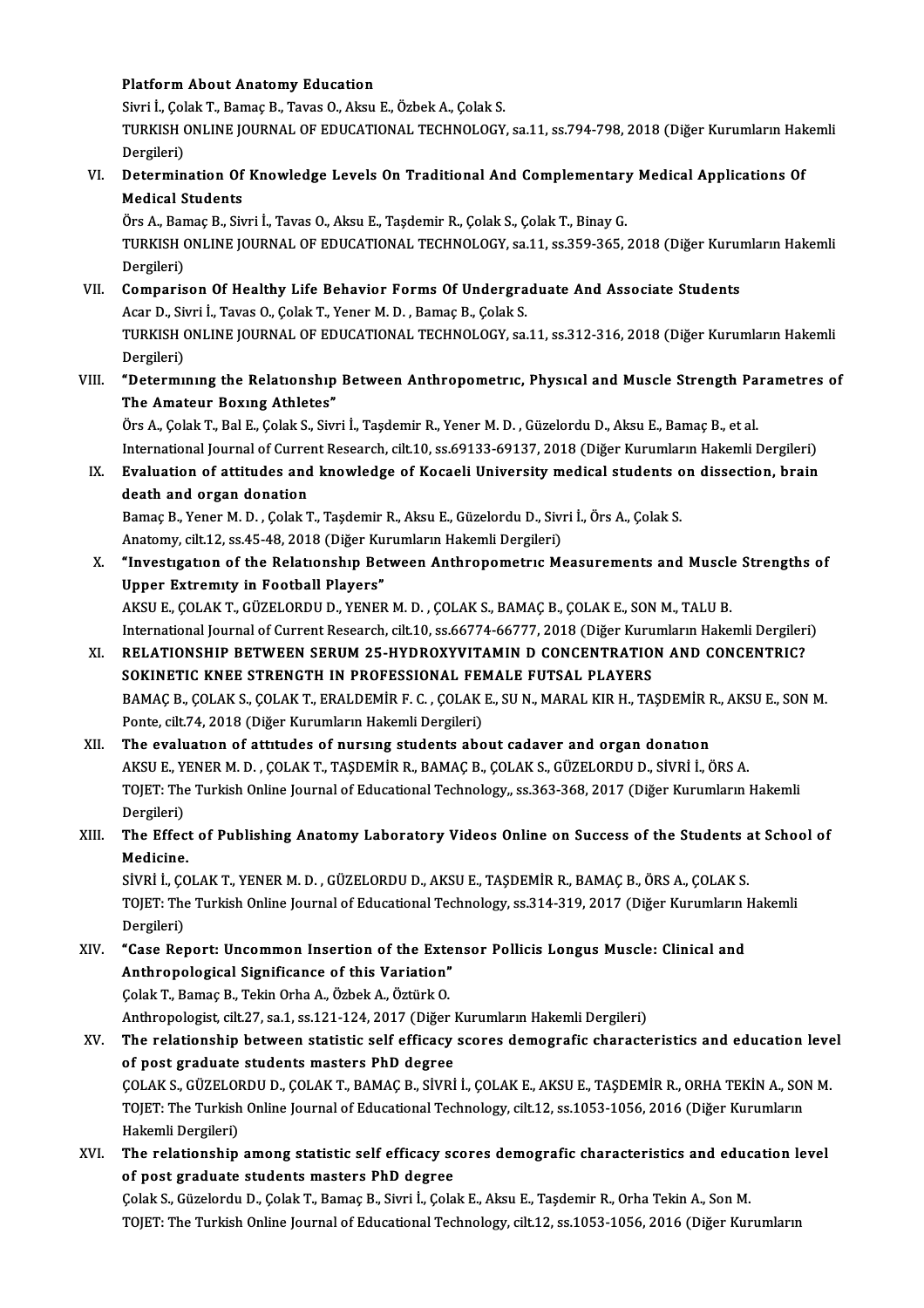**Platform About Anatomy Education**
Sivri İ., Çolak T., Bamaç B., Tavas O., Aksu E., Özbek A., Çolak S.
TURKISH ONLINE JOURNAL OF EDUCATIONAL TECHNOLOGY, sa.11, ss.794-798, 2018 (Diğer Kurumların Hakemli Dergileri)

VI. **Determination Of Knowledge Levels On Traditional And Complementary Medical Applications Of Medical Students**
Örs A., Bamaç B., Sivri İ., Tavas O., Aksu E., Taşdemir R., Çolak S., Çolak T., Binay G.
TURKISH ONLINE JOURNAL OF EDUCATIONAL TECHNOLOGY, sa.11, ss.359-365, 2018 (Diğer Kurumların Hakemli Dergileri)

VII. **Comparison Of Healthy Life Behavior Forms Of Undergraduate And Associate Students**
Acar D., Sivri İ., Tavas O., Çolak T., Yener M. D. , Bamaç B., Çolak S.
TURKISH ONLINE JOURNAL OF EDUCATIONAL TECHNOLOGY, sa.11, ss.312-316, 2018 (Diğer Kurumların Hakemli Dergileri)

VIII. **"Determınıng the Relatıonshıp Between Anthropometrıc, Physıcal and Muscle Strength Parametres of The Amateur Boxıng Athletes"**
Örs A., Çolak T., Bal E., Çolak S., Sivri İ., Taşdemir R., Yener M. D. , Güzelordu D., Aksu E., Bamaç B., et al.
International Journal of Current Research, cilt.10, ss.69133-69137, 2018 (Diğer Kurumların Hakemli Dergileri)

IX. **Evaluation of attitudes and knowledge of Kocaeli University medical students on dissection, brain death and organ donation**
Bamaç B., Yener M. D. , Çolak T., Taşdemir R., Aksu E., Güzelordu D., Sivri İ., Örs A., Çolak S.
Anatomy, cilt.12, ss.45-48, 2018 (Diğer Kurumların Hakemli Dergileri)

X. **"Investıgatıon of the Relatıonshıp Between Anthropometrıc Measurements and Muscle Strengths of Upper Extremıty in Football Players"**
AKSU E., ÇOLAK T., GÜZELORDU D., YENER M. D. , ÇOLAK S., BAMAÇ B., ÇOLAK E., SON M., TALU B.
International Journal of Current Research, cilt.10, ss.66774-66777, 2018 (Diğer Kurumların Hakemli Dergileri)

XI. **RELATIONSHIP BETWEEN SERUM 25-HYDROXYVITAMIN D CONCENTRATION AND CONCENTRIC? SOKINETIC KNEE STRENGTH IN PROFESSIONAL FEMALE FUTSAL PLAYERS**
BAMAÇ B., ÇOLAK S., ÇOLAK T., ERALDEMİR F. C. , ÇOLAK E., SU N., MARAL KIR H., TAŞDEMİR R., AKSU E., SON M.
Ponte, cilt.74, 2018 (Diğer Kurumların Hakemli Dergileri)

XII. **The evaluatıon of attıtudes of nursıng students about cadaver and organ donatıon**
AKSU E., YENER M. D. , ÇOLAK T., TAŞDEMİR R., BAMAÇ B., ÇOLAK S., GÜZELORDU D., SİVRİ İ., ÖRS A.
TOJET: The Turkish Online Journal of Educational Technology,, ss.363-368, 2017 (Diğer Kurumların Hakemli Dergileri)

XIII. **The Effect of Publishing Anatomy Laboratory Videos Online on Success of the Students at School of Medicine.**
SİVRİ İ., ÇOLAK T., YENER M. D. , GÜZELORDU D., AKSU E., TAŞDEMİR R., BAMAÇ B., ÖRS A., ÇOLAK S.
TOJET: The Turkish Online Journal of Educational Technology, ss.314-319, 2017 (Diğer Kurumların Hakemli Dergileri)

XIV. **"Case Report: Uncommon Insertion of the Extensor Pollicis Longus Muscle: Clinical and Anthropological Significance of this Variation"**
Çolak T., Bamaç B., Tekin Orha A., Özbek A., Öztürk O.
Anthropologist, cilt.27, sa.1, ss.121-124, 2017 (Diğer Kurumların Hakemli Dergileri)

XV. **The relationship between statistic self efficacy scores demografic characteristics and education level of post graduate students masters PhD degree**
ÇOLAK S., GÜZELORDU D., ÇOLAK T., BAMAÇ B., SİVRİ İ., ÇOLAK E., AKSU E., TAŞDEMİR R., ORHA TEKİN A., SON M.
TOJET: The Turkish Online Journal of Educational Technology, cilt.12, ss.1053-1056, 2016 (Diğer Kurumların Hakemli Dergileri)

XVI. **The relationship among statistic self efficacy scores demografic characteristics and education level of post graduate students masters PhD degree**
Çolak S., Güzelordu D., Çolak T., Bamaç B., Sivri İ., Çolak E., Aksu E., Taşdemir R., Orha Tekin A., Son M.
TOJET: The Turkish Online Journal of Educational Technology, cilt.12, ss.1053-1056, 2016 (Diğer Kurumların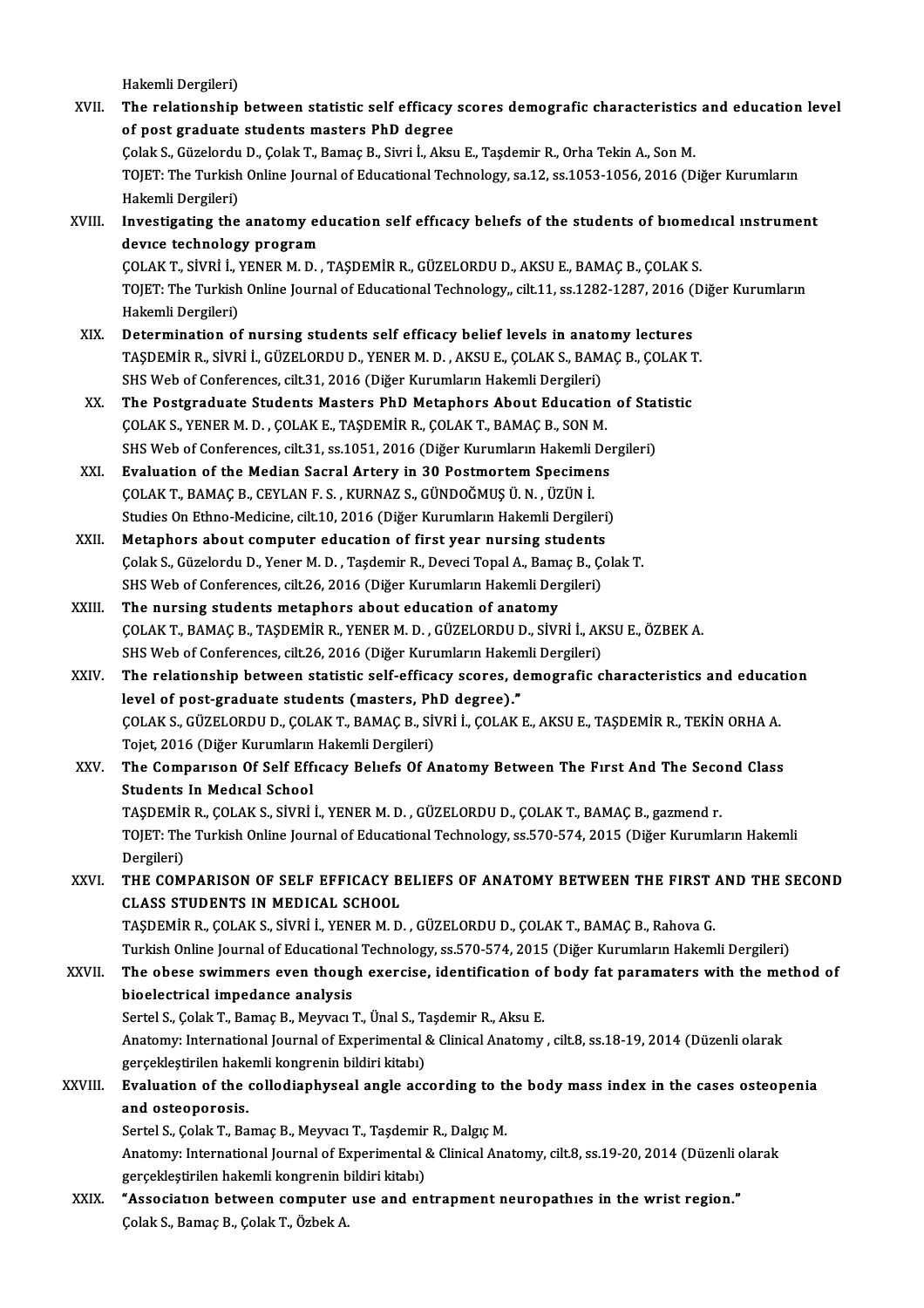Hakemli Dergileri)

XVII. **The relationship between statistic self efficacy scores demografic characteristics and education level of post graduate students masters PhD degree**
Çolak S., Güzelordu D., Çolak T., Bamaç B., Sivri İ., Aksu E., Taşdemir R., Orha Tekin A., Son M.
TOJET: The Turkish Online Journal of Educational Technology, sa.12, ss.1053-1056, 2016 (Diğer Kurumların Hakemli Dergileri)

XVIII. **Investigating the anatomy education self effıcacy belıefs of the students of bıomedıcal ınstrument devıce technology program**
ÇOLAK T., SİVRİ İ., YENER M. D. , TAŞDEMİR R., GÜZELORDU D., AKSU E., BAMAÇ B., ÇOLAK S.
TOJET: The Turkish Online Journal of Educational Technology,, cilt.11, ss.1282-1287, 2016 (Diğer Kurumların Hakemli Dergileri)

XIX. **Determination of nursing students self efficacy belief levels in anatomy lectures**
TAŞDEMİR R., SİVRİ İ., GÜZELORDU D., YENER M. D. , AKSU E., ÇOLAK S., BAMAÇ B., ÇOLAK T.
SHS Web of Conferences, cilt.31, 2016 (Diğer Kurumların Hakemli Dergileri)

XX. **The Postgraduate Students Masters PhD Metaphors About Education of Statistic**
ÇOLAK S., YENER M. D. , ÇOLAK E., TAŞDEMİR R., ÇOLAK T., BAMAÇ B., SON M.
SHS Web of Conferences, cilt.31, ss.1051, 2016 (Diğer Kurumların Hakemli Dergileri)

XXI. **Evaluation of the Median Sacral Artery in 30 Postmortem Specimens**
ÇOLAK T., BAMAÇ B., CEYLAN F. S. , KURNAZ S., GÜNDOĞMUŞ Ü. N. , ÜZÜN İ.
Studies On Ethno-Medicine, cilt.10, 2016 (Diğer Kurumların Hakemli Dergileri)

XXII. **Metaphors about computer education of first year nursing students**
Çolak S., Güzelordu D., Yener M. D. , Taşdemir R., Deveci Topal A., Bamaç B., Çolak T.
SHS Web of Conferences, cilt.26, 2016 (Diğer Kurumların Hakemli Dergileri)

XXIII. **The nursing students metaphors about education of anatomy**
ÇOLAK T., BAMAÇ B., TAŞDEMİR R., YENER M. D. , GÜZELORDU D., SİVRİ İ., AKSU E., ÖZBEK A.
SHS Web of Conferences, cilt.26, 2016 (Diğer Kurumların Hakemli Dergileri)

XXIV. **The relationship between statistic self-efficacy scores, demografic characteristics and education level of post-graduate students (masters, PhD degree)."**
ÇOLAK S., GÜZELORDU D., ÇOLAK T., BAMAÇ B., SİVRİ İ., ÇOLAK E., AKSU E., TAŞDEMİR R., TEKİN ORHA A.
Tojet, 2016 (Diğer Kurumların Hakemli Dergileri)

XXV. **The Comparıson Of Self Effıcacy Belıefs Of Anatomy Between The Fırst And The Second Class Students In Medıcal School**
TAŞDEMİR R., ÇOLAK S., SİVRİ İ., YENER M. D. , GÜZELORDU D., ÇOLAK T., BAMAÇ B., gazmend r.
TOJET: The Turkish Online Journal of Educational Technology, ss.570-574, 2015 (Diğer Kurumların Hakemli Dergileri)

XXVI. **THE COMPARISON OF SELF EFFICACY BELIEFS OF ANATOMY BETWEEN THE FIRST AND THE SECOND CLASS STUDENTS IN MEDICAL SCHOOL**
TAŞDEMİR R., ÇOLAK S., SİVRİ İ., YENER M. D. , GÜZELORDU D., ÇOLAK T., BAMAÇ B., Rahova G.
Turkish Online Journal of Educational Technology, ss.570-574, 2015 (Diğer Kurumların Hakemli Dergileri)

XXVII. **The obese swimmers even though exercise, identification of body fat paramaters with the method of bioelectrical impedance analysis**
Sertel S., Çolak T., Bamaç B., Meyvacı T., Ünal S., Taşdemir R., Aksu E.
Anatomy: International Journal of Experimental & Clinical Anatomy , cilt.8, ss.18-19, 2014 (Düzenli olarak gerçekleştirilen hakemli kongrenin bildiri kitabı)

XXVIII. **Evaluation of the collodiaphyseal angle according to the body mass index in the cases osteopenia and osteoporosis.**
Sertel S., Çolak T., Bamaç B., Meyvacı T., Taşdemir R., Dalgıç M.
Anatomy: International Journal of Experimental & Clinical Anatomy, cilt.8, ss.19-20, 2014 (Düzenli olarak gerçekleştirilen hakemli kongrenin bildiri kitabı)

XXIX. **"Associatıon between computer use and entrapment neuropathıes in the wrist region."**
Çolak S., Bamaç B., Çolak T., Özbek A.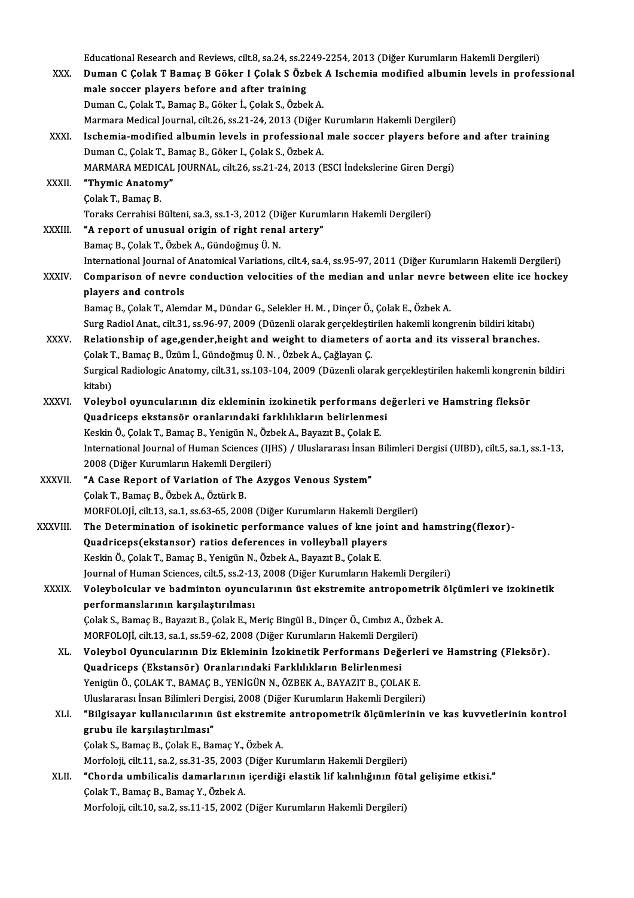Educational Research and Reviews, cilt.8, sa.24, ss.2249-2254, 2013 (Diğer Kurumların Hakemli Dergileri)

XXX. **Duman C Çolak T Bamaç B Göker I Çolak S Özbek A Ischemia modified albumin levels in professional male soccer players before and after training**
Duman C., Çolak T., Bamaç B., Göker İ., Çolak S., Özbek A.
Marmara Medical Journal, cilt.26, ss.21-24, 2013 (Diğer Kurumların Hakemli Dergileri)

XXXI. **Ischemia-modified albumin levels in professional male soccer players before and after training**
Duman C., Çolak T., Bamaç B., Göker I., Çolak S., Özbek A.
MARMARA MEDICAL JOURNAL, cilt.26, ss.21-24, 2013 (ESCI İndekslerine Giren Dergi)

XXXII. **"Thymic Anatomy"**
Çolak T., Bamaç B.
Toraks Cerrahisi Bülteni, sa.3, ss.1-3, 2012 (Diğer Kurumların Hakemli Dergileri)

XXXIII. **"A report of unusual origin of right renal artery"**
Bamaç B., Çolak T., Özbek A., Gündoğmuş Ü. N.
International Journal of Anatomical Variations, cilt.4, sa.4, ss.95-97, 2011 (Diğer Kurumların Hakemli Dergileri)

XXXIV. **Comparison of nevre conduction velocities of the median and unlar nevre between elite ice hockey players and controls**
Bamaç B., Çolak T., Alemdar M., Dündar G., Selekler H. M. , Dinçer Ö., Çolak E., Özbek A.
Surg Radiol Anat., cilt.31, ss.96-97, 2009 (Düzenli olarak gerçekleştirilen hakemli kongrenin bildiri kitabı)

XXXV. **Relationship of age,gender,height and weight to diameters of aorta and its visseral branches.**
Çolak T., Bamaç B., Üzüm İ., Gündoğmuş Ü. N. , Özbek A., Çağlayan Ç.
Surgical Radiologic Anatomy, cilt.31, ss.103-104, 2009 (Düzenli olarak gerçekleştirilen hakemli kongrenin bildiri kitabı)

XXXVI. **Voleybol oyuncularının diz ekleminin izokinetik performans değerleri ve Hamstring fleksör Quadriceps ekstansör oranlarındaki farklılıkların belirlenmesi**
Keskin Ö., Çolak T., Bamaç B., Yenigün N., Özbek A., Bayazıt B., Çolak E.
International Journal of Human Sciences (IJHS) / Uluslararası İnsan Bilimleri Dergisi (UIBD), cilt.5, sa.1, ss.1-13, 2008 (Diğer Kurumların Hakemli Dergileri)

XXXVII. **"A Case Report of Variation of The Azygos Venous System"**
Çolak T., Bamaç B., Özbek A., Öztürk B.
MORFOLOJİ, cilt.13, sa.1, ss.63-65, 2008 (Diğer Kurumların Hakemli Dergileri)

XXXVIII. **The Determination of isokinetic performance values of kne joint and hamstring(flexor)-Quadriceps(ekstansor) ratios deferences in volleyball players**
Keskin Ö., Çolak T., Bamaç B., Yenigün N., Özbek A., Bayazıt B., Çolak E.
Journal of Human Sciences, cilt.5, ss.2-13, 2008 (Diğer Kurumların Hakemli Dergileri)

XXXIX. **Voleybolcular ve badminton oyuncularının üst ekstremite antropometrik ölçümleri ve izokinetik performanslarının karşılaştırılması**
Çolak S., Bamaç B., Bayazıt B., Çolak E., Meriç Bingül B., Dinçer Ö., Cımbız A., Özbek A.
MORFOLOJİ, cilt.13, sa.1, ss.59-62, 2008 (Diğer Kurumların Hakemli Dergileri)

XL. **Voleybol Oyuncularının Diz Ekleminin İzokinetik Performans Değerleri ve Hamstring (Fleksör). Quadriceps (Ekstansör) Oranlarındaki Farklılıkların Belirlenmesi**
Yenigün Ö., ÇOLAK T., BAMAÇ B., YENİGÜN N., ÖZBEK A., BAYAZIT B., ÇOLAK E.
Uluslararası İnsan Bilimleri Dergisi, 2008 (Diğer Kurumların Hakemli Dergileri)

XLI. **"Bilgisayar kullanıcılarının üst ekstremite antropometrik ölçümlerinin ve kas kuvvetlerinin kontrol grubu ile karşılaştırılması"**
Çolak S., Bamaç B., Çolak E., Bamaç Y., Özbek A.
Morfoloji, cilt.11, sa.2, ss.31-35, 2003 (Diğer Kurumların Hakemli Dergileri)

XLII. **"Chorda umbilicalis damarlarının içerdiği elastik lif kalınlığının fötal gelişime etkisi."**
Çolak T., Bamaç B., Bamaç Y., Özbek A.
Morfoloji, cilt.10, sa.2, ss.11-15, 2002 (Diğer Kurumların Hakemli Dergileri)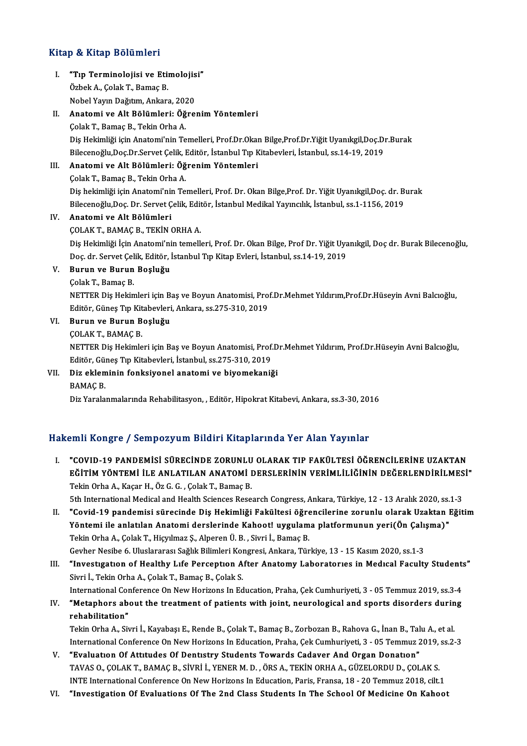## Kitap & Kitap Bölümleri

I. **"Tıp Terminolojisi ve Etimolojisi"**
Özbek A., Çolak T., Bamaç B.
Nobel Yayın Dağıtım, Ankara, 2020

II. **Anatomi ve Alt Bölümleri: Öğrenim Yöntemleri**
Çolak T., Bamaç B., Tekin Orha A.
Diş Hekimliği için Anatomi'nin Temelleri, Prof.Dr.Okan Bilge,Prof.Dr.Yiğit Uyanıkgil,Doç.Dr.Burak Bilecenoğlu,Doç.Dr.Servet Çelik, Editör, İstanbul Tıp Kitabevleri, İstanbul, ss.14-19, 2019

III. **Anatomi ve Alt Bölümleri: Öğrenim Yöntemleri**
Çolak T., Bamaç B., Tekin Orha A.
Diş hekimliği için Anatomi'nin Temelleri, Prof. Dr. Okan Bilge,Prof. Dr. Yiğit Uyanıkgil,Doç. dr. Burak Bilecenoğlu,Doç. Dr. Servet Çelik, Editör, İstanbul Medikal Yayıncılık, İstanbul, ss.1-1156, 2019

IV. **Anatomi ve Alt Bölümleri**
ÇOLAK T., BAMAÇ B., TEKİN ORHA A.
Diş Hekimliği İçin Anatomi'nin temelleri, Prof. Dr. Okan Bilge, Prof Dr. Yiğit Uyanıkgil, Doç dr. Burak Bilecenoğlu, Doç. dr. Servet Çelik, Editör, İstanbul Tıp Kitap Evleri, İstanbul, ss.14-19, 2019

V. **Burun ve Burun Boşluğu**
Çolak T., Bamaç B.
NETTER Diş Hekimleri için Baş ve Boyun Anatomisi, Prof.Dr.Mehmet Yıldırım,Prof.Dr.Hüseyin Avni Balcıoğlu, Editör, Güneş Tıp Kitabevleri, Ankara, ss.275-310, 2019

VI. **Burun ve Burun Boşluğu**
ÇOLAK T., BAMAÇ B.
NETTER Diş Hekimleri için Baş ve Boyun Anatomisi, Prof.Dr.Mehmet Yıldırım, Prof.Dr.Hüseyin Avni Balcıoğlu, Editör, Güneş Tıp Kitabevleri, İstanbul, ss.275-310, 2019

VII. **Diz ekleminin fonksiyonel anatomi ve biyomekaniği**
BAMAÇ B.
Diz Yaralanmalarında Rehabilitasyon, , Editör, Hipokrat Kitabevi, Ankara, ss.3-30, 2016

## Hakemli Kongre / Sempozyum Bildiri Kitaplarında Yer Alan Yayınlar

I. **"COVID-19 PANDEMİSİ SÜRECİNDE ZORUNLU OLARAK TIP FAKÜLTESİ ÖĞRENCİLERİNE UZAKTAN EĞİTİM YÖNTEMİ İLE ANLATILAN ANATOMİ DERSLERİNİN VERİMLİLİĞİNİN DEĞERLENDİRİLMESİ"**
Tekin Orha A., Kaçar H., Öz G. G. , Çolak T., Bamaç B.
5th International Medical and Health Sciences Research Congress, Ankara, Türkiye, 12 - 13 Aralık 2020, ss.1-3

II. **"Covid-19 pandemisi sürecinde Diş Hekimliği Fakültesi öğrencilerine zorunlu olarak Uzaktan Eğitim Yöntemi ile anlatılan Anatomi derslerinde Kahoot! uygulama platformunun yeri(Ön Çalışma)"**
Tekin Orha A., Çolak T., Hiçyılmaz Ş., Alperen Ü. B. , Sivri İ., Bamaç B.
Gevher Nesibe 6. Uluslararası Sağlık Bilimleri Kongresi, Ankara, Türkiye, 13 - 15 Kasım 2020, ss.1-3

III. **"Investıgatıon of Healthy Lıfe Perceptıon After Anatomy Laboratorıes in Medıcal Faculty Students"**
Sivri İ., Tekin Orha A., Çolak T., Bamaç B., Çolak S.
International Conference On New Horizons In Education, Praha, Çek Cumhuriyeti, 3 - 05 Temmuz 2019, ss.3-4

IV. **"Metaphors about the treatment of patients with joint, neurological and sports disorders during rehabilitation"**
Tekin Orha A., Sivri İ., Kayabaşı E., Rende B., Çolak T., Bamaç B., Zorbozan B., Rahova G., İnan B., Talu A., et al.
International Conference On New Horizons In Education, Praha, Çek Cumhuriyeti, 3 - 05 Temmuz 2019, ss.2-3

V. **"Evaluatıon Of Attıtudes Of Dentıstry Students Towards Cadaver And Organ Donatıon"**
TAVAS O., ÇOLAK T., BAMAÇ B., SİVRİ İ., YENER M. D. , ÖRS A., TEKİN ORHA A., GÜZELORDU D., ÇOLAK S.
INTE International Conference On New Horizons In Education, Paris, Fransa, 18 - 20 Temmuz 2018, cilt.1

VI. **"Investigation Of Evaluations Of The 2nd Class Students In The School Of Medicine On Kahoot**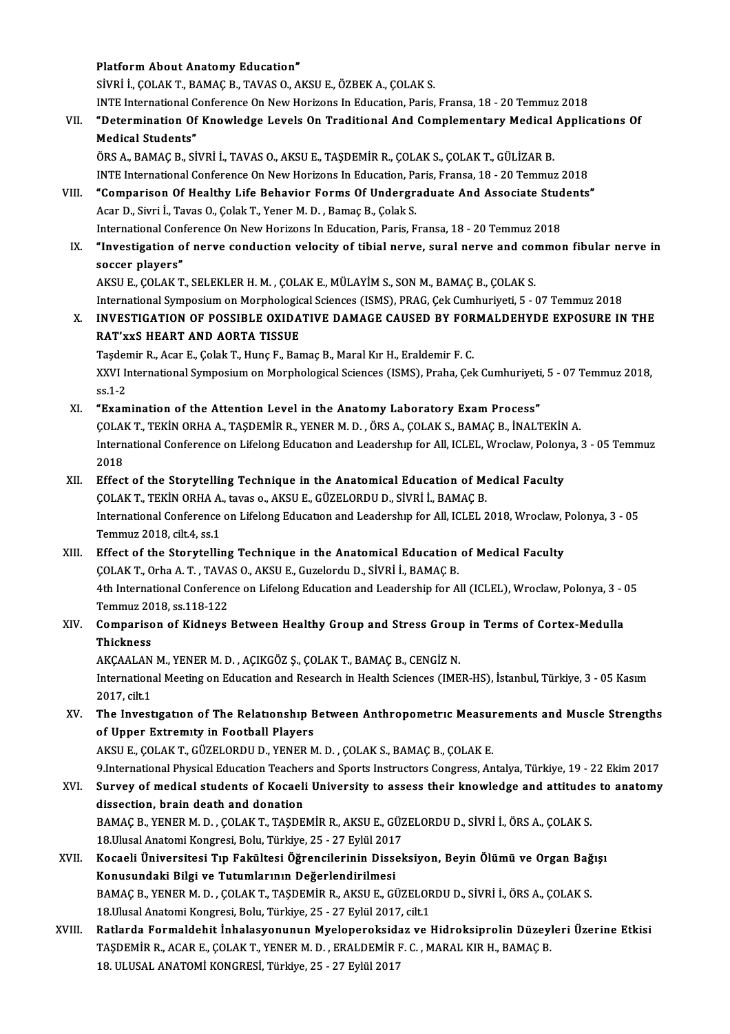Platform About Anatomy Education"
SİVRİ İ., ÇOLAK T., BAMAÇ B., TAVAS O., AKSU E., ÖZBEK A., ÇOLAK S.
INTE International Conference On New Horizons In Education, Paris, Fransa, 18 - 20 Temmuz 2018

VII. **"Determination Of Knowledge Levels On Traditional And Complementary Medical Applications Of Medical Students"**
ÖRS A., BAMAÇ B., SİVRİ İ., TAVAS O., AKSU E., TAŞDEMİR R., ÇOLAK S., ÇOLAK T., GÜLİZAR B.
INTE International Conference On New Horizons In Education, Paris, Fransa, 18 - 20 Temmuz 2018

VIII. **"Comparison Of Healthy Life Behavior Forms Of Undergraduate And Associate Students"**
Acar D., Sivri İ., Tavas O., Çolak T., Yener M. D. , Bamaç B., Çolak S.
International Conference On New Horizons In Education, Paris, Fransa, 18 - 20 Temmuz 2018

IX. **"Investigation of nerve conduction velocity of tibial nerve, sural nerve and common fibular nerve in soccer players"**
AKSU E., ÇOLAK T., SELEKLER H. M. , ÇOLAK E., MÜLAYİM S., SON M., BAMAÇ B., ÇOLAK S.
International Symposium on Morphological Sciences (ISMS), PRAG, Çek Cumhuriyeti, 5 - 07 Temmuz 2018

X. **INVESTIGATION OF POSSIBLE OXIDATIVE DAMAGE CAUSED BY FORMALDEHYDE EXPOSURE IN THE RAT'xxS HEART AND AORTA TISSUE**
Taşdemir R., Acar E., Çolak T., Hunç F., Bamaç B., Maral Kır H., Eraldemir F. C.
XXVI International Symposium on Morphological Sciences (ISMS), Praha, Çek Cumhuriyeti, 5 - 07 Temmuz 2018, ss.1-2

XI. **"Examination of the Attention Level in the Anatomy Laboratory Exam Process"**
ÇOLAK T., TEKİN ORHA A., TAŞDEMİR R., YENER M. D. , ÖRS A., ÇOLAK S., BAMAÇ B., İNALTEKİN A.
International Conference on Lifelong Education and Leadership for All, ICLEL, Wroclaw, Polonya, 3 - 05 Temmuz 2018

XII. **Effect of the Storytelling Technique in the Anatomical Education of Medical Faculty**
ÇOLAK T., TEKİN ORHA A., tavas o., AKSU E., GÜZELORDU D., SİVRİ İ., BAMAÇ B.
International Conference on Lifelong Education and Leadership for All, ICLEL 2018, Wroclaw, Polonya, 3 - 05 Temmuz 2018, cilt.4, ss.1

XIII. **Effect of the Storytelling Technique in the Anatomical Education of Medical Faculty**
ÇOLAK T., Orha A. T. , TAVAS O., AKSU E., Guzelordu D., SİVRİ İ., BAMAÇ B.
4th International Conference on Lifelong Education and Leadership for All (ICLEL), Wroclaw, Polonya, 3 - 05 Temmuz 2018, ss.118-122

XIV. **Comparison of Kidneys Between Healthy Group and Stress Group in Terms of Cortex-Medulla Thickness**
AKÇAALAN M., YENER M. D. , AÇIKGÖZ Ş., ÇOLAK T., BAMAÇ B., CENGİZ N.
International Meeting on Education and Research in Health Sciences (IMER-HS), İstanbul, Türkiye, 3 - 05 Kasım 2017, cilt.1

XV. **The Investıgatıon of The Relatıonshıp Between Anthropometrıc Measurements and Muscle Strengths of Upper Extremıty in Football Players**
AKSU E., ÇOLAK T., GÜZELORDU D., YENER M. D. , ÇOLAK S., BAMAÇ B., ÇOLAK E.
9.International Physical Education Teachers and Sports Instructors Congress, Antalya, Türkiye, 19 - 22 Ekim 2017

XVI. **Survey of medical students of Kocaeli University to assess their knowledge and attitudes to anatomy dissection, brain death and donation**
BAMAÇ B., YENER M. D. , ÇOLAK T., TAŞDEMİR R., AKSU E., GÜZELORDU D., SİVRİ İ., ÖRS A., ÇOLAK S.
18.Ulusal Anatomi Kongresi, Bolu, Türkiye, 25 - 27 Eylül 2017

XVII. **Kocaeli Üniversitesi Tıp Fakültesi Öğrencilerinin Disseksiyon, Beyin Ölümü ve Organ Bağışı Konusundaki Bilgi ve Tutumlarının Değerlendirilmesi**
BAMAÇ B., YENER M. D. , ÇOLAK T., TAŞDEMİR R., AKSU E., GÜZELORDU D., SİVRİ İ., ÖRS A., ÇOLAK S.
18.Ulusal Anatomi Kongresi, Bolu, Türkiye, 25 - 27 Eylül 2017, cilt.1

XVIII. **Ratlarda Formaldehit İnhalasyonunun Myeloperoksidaz ve Hidroksiprolin Düzeyleri Üzerine Etkisi**
TAŞDEMİR R., ACAR E., ÇOLAK T., YENER M. D. , ERALDEMİR F. C. , MARAL KIR H., BAMAÇ B.
18. ULUSAL ANATOMİ KONGRESİ, Türkiye, 25 - 27 Eylül 2017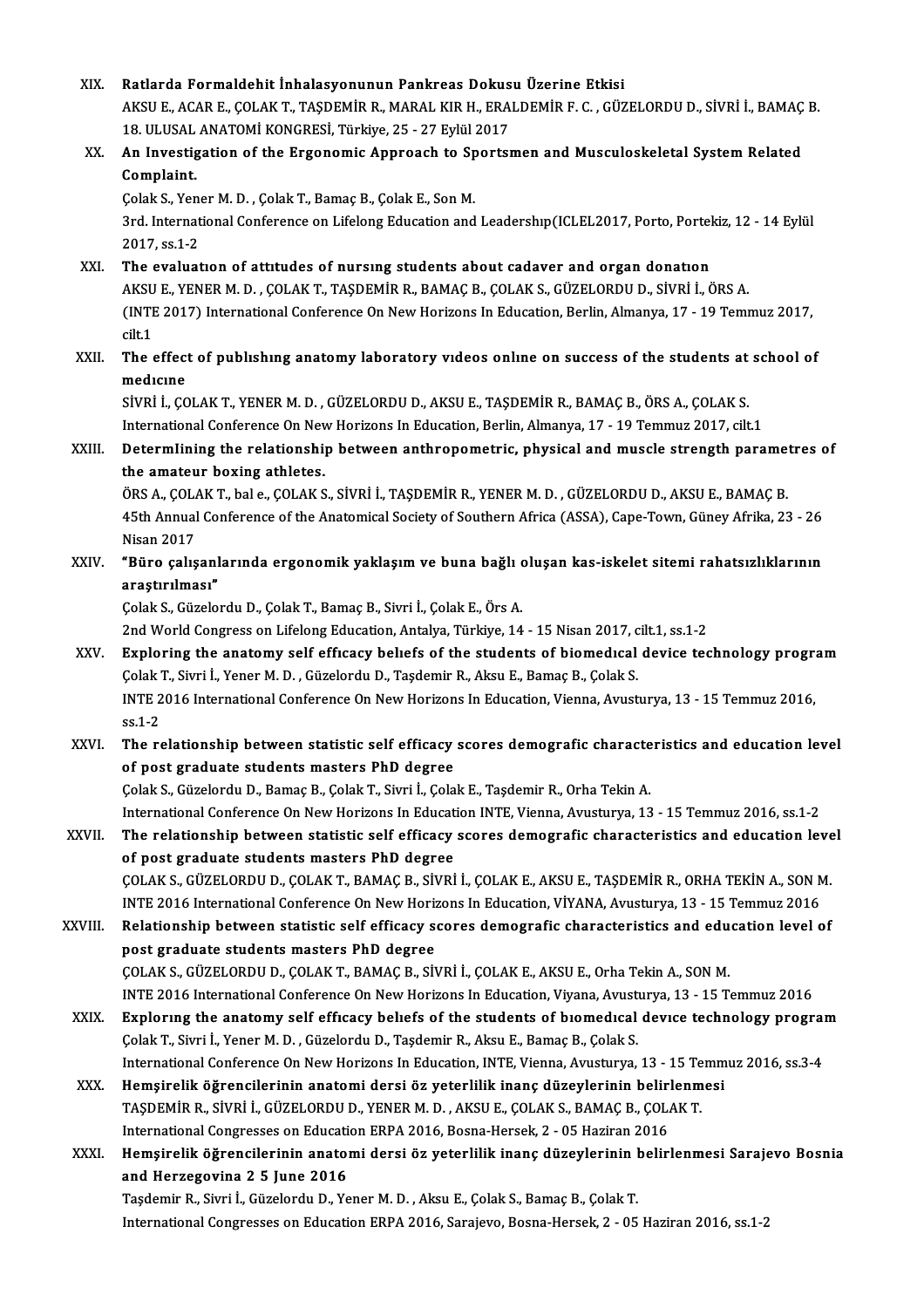XIX. **Ratlarda Formaldehit İnhalasyonunun Pankreas Dokusu Üzerine Etkisi**
AKSU E., ACAR E., ÇOLAK T., TAŞDEMİR R., MARAL KIR H., ERALDEMİR F. C. , GÜZELORDU D., SİVRİ İ., BAMAÇ B.
18. ULUSAL ANATOMİ KONGRESİ, Türkiye, 25 - 27 Eylül 2017

XX. **An Investigation of the Ergonomic Approach to Sportsmen and Musculoskeletal System Related Complaint.**
Çolak S., Yener M. D. , Çolak T., Bamaç B., Çolak E., Son M.
3rd. International Conference on Lifelong Education and Leadershıp(ICLEL2017, Porto, Portekiz, 12 - 14 Eylül 2017, ss.1-2

XXI. **The evaluatıon of attıtudes of nursıng students about cadaver and organ donatıon**
AKSU E., YENER M. D. , ÇOLAK T., TAŞDEMİR R., BAMAÇ B., ÇOLAK S., GÜZELORDU D., SİVRİ İ., ÖRS A.
(INTE 2017) International Conference On New Horizons In Education, Berlin, Almanya, 17 - 19 Temmuz 2017, cilt.1

XXII. **The effect of publıshıng anatomy laboratory vıdeos onlıne on success of the students at school of medıcıne**
SİVRİ İ., ÇOLAK T., YENER M. D. , GÜZELORDU D., AKSU E., TAŞDEMİR R., BAMAÇ B., ÖRS A., ÇOLAK S.
International Conference On New Horizons In Education, Berlin, Almanya, 17 - 19 Temmuz 2017, cilt.1

XXIII. **DetermIining the relationship between anthropometric, physical and muscle strength parametres of the amateur boxing athletes.**
ÖRS A., ÇOLAK T., bal e., ÇOLAK S., SİVRİ İ., TAŞDEMİR R., YENER M. D. , GÜZELORDU D., AKSU E., BAMAÇ B.
45th Annual Conference of the Anatomical Society of Southern Africa (ASSA), Cape-Town, Güney Afrika, 23 - 26 Nisan 2017

XXIV. **"Büro çalışanlarında ergonomik yaklaşım ve buna bağlı oluşan kas-iskelet sitemi rahatsızlıklarının araştırılması"**
Çolak S., Güzelordu D., Çolak T., Bamaç B., Sivri İ., Çolak E., Örs A.
2nd World Congress on Lifelong Education, Antalya, Türkiye, 14 - 15 Nisan 2017, cilt.1, ss.1-2

XXV. **Exploring the anatomy self effıcacy belıefs of the students of biomedıcal device technology program**
Çolak T., Sivri İ., Yener M. D. , Güzelordu D., Taşdemir R., Aksu E., Bamaç B., Çolak S.
INTE 2016 International Conference On New Horizons In Education, Vienna, Avusturya, 13 - 15 Temmuz 2016, ss.1-2

XXVI. **The relationship between statistic self efficacy scores demografic characteristics and education level of post graduate students masters PhD degree**
Çolak S., Güzelordu D., Bamaç B., Çolak T., Sivri İ., Çolak E., Taşdemir R., Orha Tekin A.
International Conference On New Horizons In Education INTE, Vienna, Avusturya, 13 - 15 Temmuz 2016, ss.1-2

XXVII. **The relationship between statistic self efficacy scores demografic characteristics and education level of post graduate students masters PhD degree**
ÇOLAK S., GÜZELORDU D., ÇOLAK T., BAMAÇ B., SİVRİ İ., ÇOLAK E., AKSU E., TAŞDEMİR R., ORHA TEKİN A., SON M.
INTE 2016 International Conference On New Horizons In Education, VİYANA, Avusturya, 13 - 15 Temmuz 2016

XXVIII. **Relationship between statistic self efficacy scores demografic characteristics and education level of post graduate students masters PhD degree**
ÇOLAK S., GÜZELORDU D., ÇOLAK T., BAMAÇ B., SİVRİ İ., ÇOLAK E., AKSU E., Orha Tekin A., SON M.
INTE 2016 International Conference On New Horizons In Education, Viyana, Avusturya, 13 - 15 Temmuz 2016

XXIX. **Explorıng the anatomy self effıcacy belıefs of the students of bıomedıcal devıce technology program**
Çolak T., Sivri İ., Yener M. D. , Güzelordu D., Taşdemir R., Aksu E., Bamaç B., Çolak S.
International Conference On New Horizons In Education, INTE, Vienna, Avusturya, 13 - 15 Temmuz 2016, ss.3-4

XXX. **Hemşirelik öğrencilerinin anatomi dersi öz yeterlilik inanç düzeylerinin belirlenmesi**
TAŞDEMİR R., SİVRİ İ., GÜZELORDU D., YENER M. D. , AKSU E., ÇOLAK S., BAMAÇ B., ÇOLAK T.
International Congresses on Education ERPA 2016, Bosna-Hersek, 2 - 05 Haziran 2016

XXXI. **Hemşirelik öğrencilerinin anatomi dersi öz yeterlilik inanç düzeylerinin belirlenmesi Sarajevo Bosnia and Herzegovina 2 5 June 2016**
Taşdemir R., Sivri İ., Güzelordu D., Yener M. D. , Aksu E., Çolak S., Bamaç B., Çolak T.
International Congresses on Education ERPA 2016, Sarajevo, Bosna-Hersek, 2 - 05 Haziran 2016, ss.1-2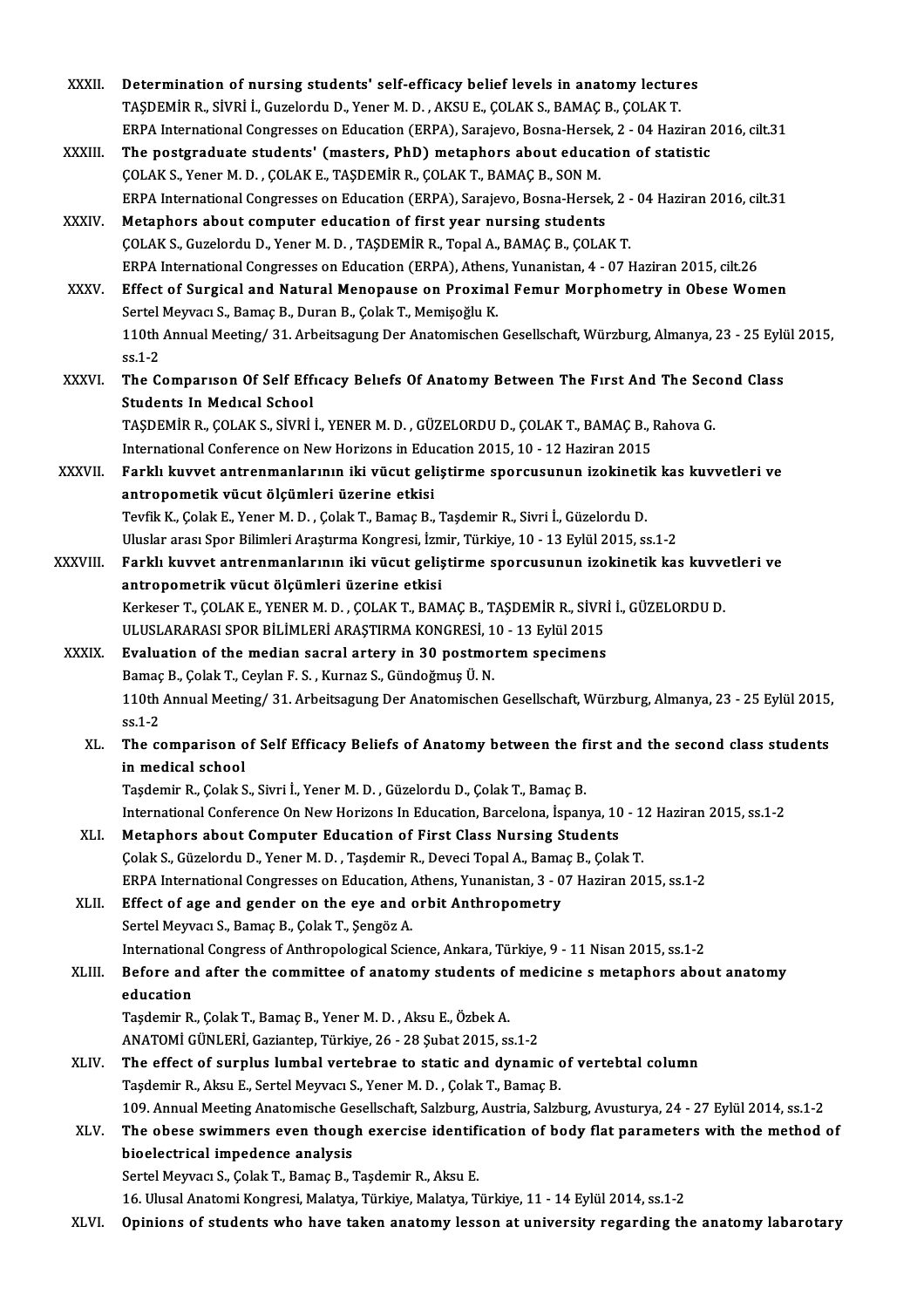XXXII. **Determination of nursing students' self-efficacy belief levels in anatomy lectures**
TAŞDEMİR R., SİVRİ İ., Guzelordu D., Yener M. D. , AKSU E., ÇOLAK S., BAMAÇ B., ÇOLAK T.
ERPA International Congresses on Education (ERPA), Sarajevo, Bosna-Hersek, 2 - 04 Haziran 2016, cilt.31

XXXIII. **The postgraduate students' (masters, PhD) metaphors about education of statistic**
ÇOLAK S., Yener M. D. , ÇOLAK E., TAŞDEMİR R., ÇOLAK T., BAMAÇ B., SON M.
ERPA International Congresses on Education (ERPA), Sarajevo, Bosna-Hersek, 2 - 04 Haziran 2016, cilt.31

XXXIV. **Metaphors about computer education of first year nursing students**
ÇOLAK S., Guzelordu D., Yener M. D. , TAŞDEMİR R., Topal A., BAMAÇ B., ÇOLAK T.
ERPA International Congresses on Education (ERPA), Athens, Yunanistan, 4 - 07 Haziran 2015, cilt.26

XXXV. **Effect of Surgical and Natural Menopause on Proximal Femur Morphometry in Obese Women**
Sertel Meyvacı S., Bamaç B., Duran B., Çolak T., Memişoğlu K.
110th Annual Meeting/ 31. Arbeitsagung Der Anatomischen Gesellschaft, Würzburg, Almanya, 23 - 25 Eylül 2015, ss.1-2

XXXVI. **The Comparıson Of Self Effıcacy Belıefs Of Anatomy Between The Fırst And The Second Class Students In Medıcal School**
TAŞDEMİR R., ÇOLAK S., SİVRİ İ., YENER M. D. , GÜZELORDU D., ÇOLAK T., BAMAÇ B., Rahova G.
International Conference on New Horizons in Education 2015, 10 - 12 Haziran 2015

XXXVII. **Farklı kuvvet antrenmanlarının iki vücut geliştirme sporcusunun izokinetik kas kuvvetleri ve antropometik vücut ölçümleri üzerine etkisi**
Tevfik K., Çolak E., Yener M. D. , Çolak T., Bamaç B., Taşdemir R., Sivri İ., Güzelordu D.
Uluslar arası Spor Bilimleri Araştırma Kongresi, İzmir, Türkiye, 10 - 13 Eylül 2015, ss.1-2

XXXVIII. **Farklı kuvvet antrenmanlarının iki vücut geliştirme sporcusunun izokinetik kas kuvvetleri ve antropometrik vücut ölçümleri üzerine etkisi**
Kerkeser T., ÇOLAK E., YENER M. D. , ÇOLAK T., BAMAÇ B., TAŞDEMİR R., SİVRİ İ., GÜZELORDU D.
ULUSLARARASI SPOR BİLİMLERİ ARAŞTIRMA KONGRESİ, 10 - 13 Eylül 2015

XXXIX. **Evaluation of the median sacral artery in 30 postmortem specimens**
Bamaç B., Çolak T., Ceylan F. S. , Kurnaz S., Gündoğmuş Ü. N.
110th Annual Meeting/ 31. Arbeitsagung Der Anatomischen Gesellschaft, Würzburg, Almanya, 23 - 25 Eylül 2015, ss.1-2

XL. **The comparison of Self Efficacy Beliefs of Anatomy between the first and the second class students in medical school**
Taşdemir R., Çolak S., Sivri İ., Yener M. D. , Güzelordu D., Çolak T., Bamaç B.
International Conference On New Horizons In Education, Barcelona, İspanya, 10 - 12 Haziran 2015, ss.1-2

XLI. **Metaphors about Computer Education of First Class Nursing Students**
Çolak S., Güzelordu D., Yener M. D. , Taşdemir R., Deveci Topal A., Bamaç B., Çolak T.
ERPA International Congresses on Education, Athens, Yunanistan, 3 - 07 Haziran 2015, ss.1-2

XLII. **Effect of age and gender on the eye and orbit Anthropometry**
Sertel Meyvacı S., Bamaç B., Çolak T., Şengöz A.
International Congress of Anthropological Science, Ankara, Türkiye, 9 - 11 Nisan 2015, ss.1-2

XLIII. **Before and after the committee of anatomy students of medicine s metaphors about anatomy education**
Taşdemir R., Çolak T., Bamaç B., Yener M. D. , Aksu E., Özbek A.
ANATOMİ GÜNLERİ, Gaziantep, Türkiye, 26 - 28 Şubat 2015, ss.1-2

XLIV. **The effect of surplus lumbal vertebrae to static and dynamic of vertebtal column**
Taşdemir R., Aksu E., Sertel Meyvacı S., Yener M. D. , Çolak T., Bamaç B.
109. Annual Meeting Anatomische Gesellschaft, Salzburg, Austria, Salzburg, Avusturya, 24 - 27 Eylül 2014, ss.1-2

XLV. **The obese swimmers even though exercise identification of body flat parameters with the method of bioelectrical impedence analysis**
Sertel Meyvacı S., Çolak T., Bamaç B., Taşdemir R., Aksu E.
16. Ulusal Anatomi Kongresi, Malatya, Türkiye, Malatya, Türkiye, 11 - 14 Eylül 2014, ss.1-2

XLVI. **Opinions of students who have taken anatomy lesson at university regarding the anatomy labarotary**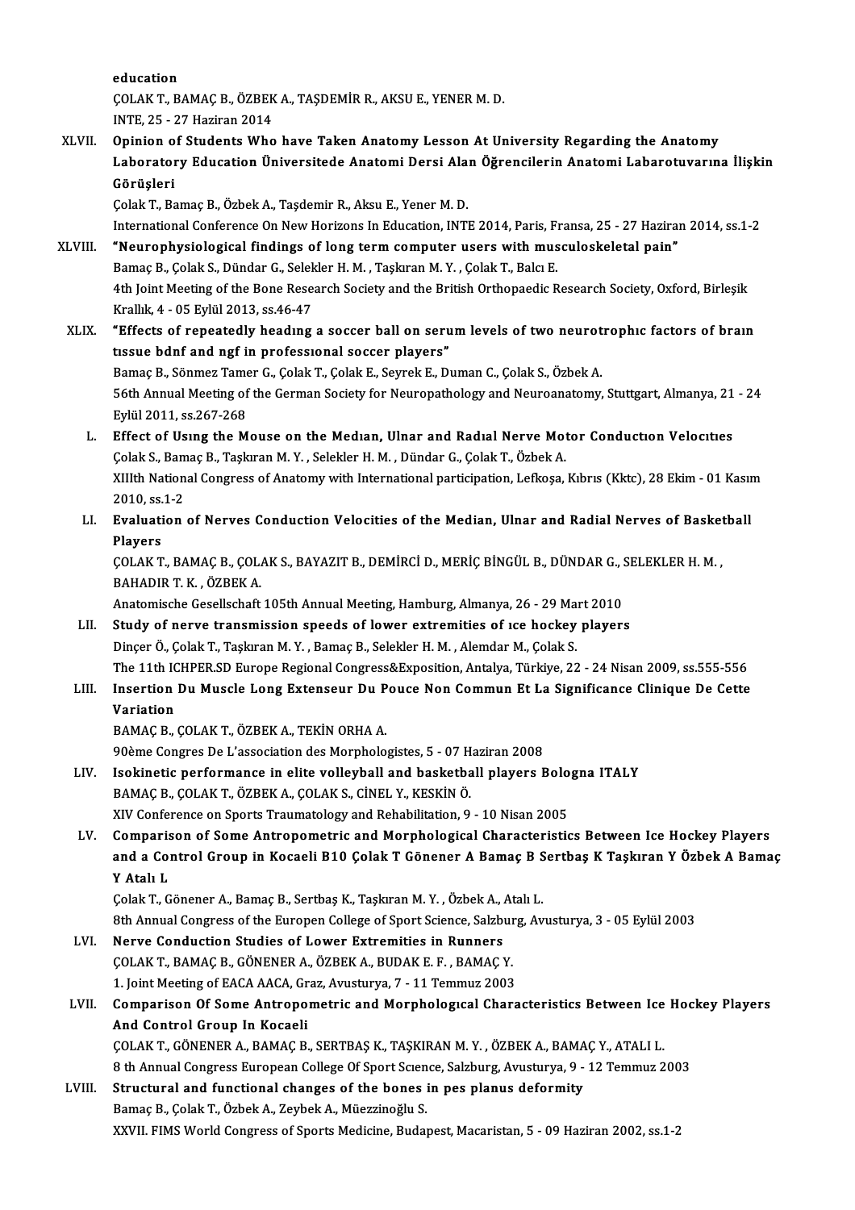education
ÇOLAK T., BAMAÇ B., ÖZBEK A., TAŞDEMİR R., AKSU E., YENER M. D.
INTE, 25 - 27 Haziran 2014

XLVII. **Opinion of Students Who have Taken Anatomy Lesson At University Regarding the Anatomy Laboratory Education Üniversitede Anatomi Dersi Alan Öğrencilerin Anatomi Labarotuvarına İlişkin Görüşleri**
Çolak T., Bamaç B., Özbek A., Taşdemir R., Aksu E., Yener M. D.
International Conference On New Horizons In Education, INTE 2014, Paris, Fransa, 25 - 27 Haziran 2014, ss.1-2

XLVIII. **"Neurophysiological findings of long term computer users with musculoskeletal pain"**
Bamaç B., Çolak S., Dündar G., Selekler H. M. , Taşkıran M. Y. , Çolak T., Balcı E.
4th Joint Meeting of the Bone Research Society and the British Orthopaedic Research Society, Oxford, Birleşik Krallık, 4 - 05 Eylül 2013, ss.46-47

XLIX. **"Effects of repeatedly headıng a soccer ball on serum levels of two neurotrophıc factors of braın tıssue bdnf and ngf in professıonal soccer players"**
Bamaç B., Sönmez Tamer G., Çolak T., Çolak E., Seyrek E., Duman C., Çolak S., Özbek A.
56th Annual Meeting of the German Society for Neuropathology and Neuroanatomy, Stuttgart, Almanya, 21 - 24 Eylül 2011, ss.267-268

L. **Effect of Usıng the Mouse on the Medıan, Ulnar and Radıal Nerve Motor Conductıon Velocıtıes**
Çolak S., Bamaç B., Taşkıran M. Y. , Selekler H. M. , Dündar G., Çolak T., Özbek A.
XIIIth National Congress of Anatomy with International participation, Lefkoşa, Kıbrıs (Kktc), 28 Ekim - 01 Kasım 2010, ss.1-2

LI. **Evaluation of Nerves Conduction Velocities of the Median, Ulnar and Radial Nerves of Basketball Players**
ÇOLAK T., BAMAÇ B., ÇOLAK S., BAYAZIT B., DEMİRCİ D., MERİÇ BİNGÜL B., DÜNDAR G., SELEKLER H. M. , BAHADIR T. K. , ÖZBEK A.
Anatomische Gesellschaft 105th Annual Meeting, Hamburg, Almanya, 26 - 29 Mart 2010

LII. **Study of nerve transmission speeds of lower extremities of ıce hockey players**
Dinçer Ö., Çolak T., Taşkıran M. Y. , Bamaç B., Selekler H. M. , Alemdar M., Çolak S.
The 11th ICHPER.SD Europe Regional Congress&Exposition, Antalya, Türkiye, 22 - 24 Nisan 2009, ss.555-556

LIII. **Insertion Du Muscle Long Extenseur Du Pouce Non Commun Et La Significance Clinique De Cette Variation**
BAMAÇ B., ÇOLAK T., ÖZBEK A., TEKİN ORHA A.
90ème Congres De L'association des Morphologistes, 5 - 07 Haziran 2008

LIV. **Isokinetic performance in elite volleyball and basketball players Bologna ITALY**
BAMAÇ B., ÇOLAK T., ÖZBEK A., ÇOLAK S., CİNEL Y., KESKİN Ö.
XIV Conference on Sports Traumatology and Rehabilitation, 9 - 10 Nisan 2005

LV. **Comparison of Some Antropometric and Morphological Characteristics Between Ice Hockey Players and a Control Group in Kocaeli B10 Çolak T Gönener A Bamaç B Sertbaş K Taşkıran Y Özbek A Bamaç Y Atalı L**
Çolak T., Gönener A., Bamaç B., Sertbaş K., Taşkıran M. Y. , Özbek A., Atalı L.
8th Annual Congress of the Europen College of Sport Science, Salzburg, Avusturya, 3 - 05 Eylül 2003

LVI. **Nerve Conduction Studies of Lower Extremities in Runners**
ÇOLAK T., BAMAÇ B., GÖNENER A., ÖZBEK A., BUDAK E. F. , BAMAÇ Y.
1. Joint Meeting of EACA AACA, Graz, Avusturya, 7 - 11 Temmuz 2003

LVII. **Comparison Of Some Antropometric and Morphologıcal Characteristics Between Ice Hockey Players And Control Group In Kocaeli**
ÇOLAK T., GÖNENER A., BAMAÇ B., SERTBAŞ K., TAŞKIRAN M. Y. , ÖZBEK A., BAMAÇ Y., ATALI L.
8 th Annual Congress European College Of Sport Scıence, Salzburg, Avusturya, 9 - 12 Temmuz 2003

LVIII. **Structural and functional changes of the bones in pes planus deformity**
Bamaç B., Çolak T., Özbek A., Zeybek A., Müezzinoğlu S.
XXVII. FIMS World Congress of Sports Medicine, Budapest, Macaristan, 5 - 09 Haziran 2002, ss.1-2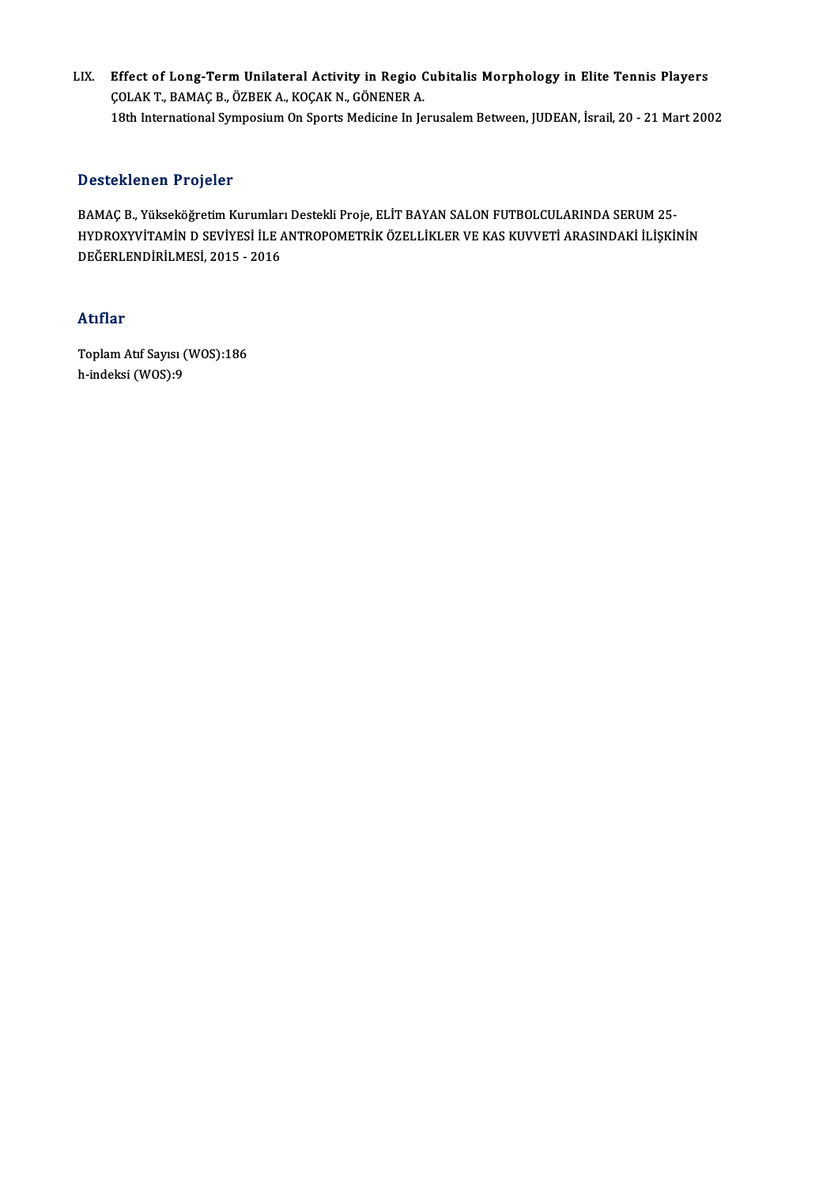LIX. **Effect of Long-Term Unilateral Activity in Regio Cubitalis Morphology in Elite Tennis Players**
ÇOLAK T., BAMAÇ B., ÖZBEK A., KOÇAK N., GÖNENER A.
18th International Symposium On Sports Medicine In Jerusalem Between, JUDEAN, İsrail, 20 - 21 Mart 2002

## Desteklenen Projeler

BAMAÇ B., Yükseköğretim Kurumları Destekli Proje, ELİT BAYAN SALON FUTBOLCULARINDA SERUM 25-HYDROXYVİTAMİN D SEVİYESİ İLE ANTROPOMETRİK ÖZELLİKLER VE KAS KUVVETİ ARASINDAKİ İLİŞKİNİN DEĞERLENDİRİLMESİ, 2015 - 2016

## Atıflar

Toplam Atıf Sayısı (WOS):186
h-indeksi (WOS):9